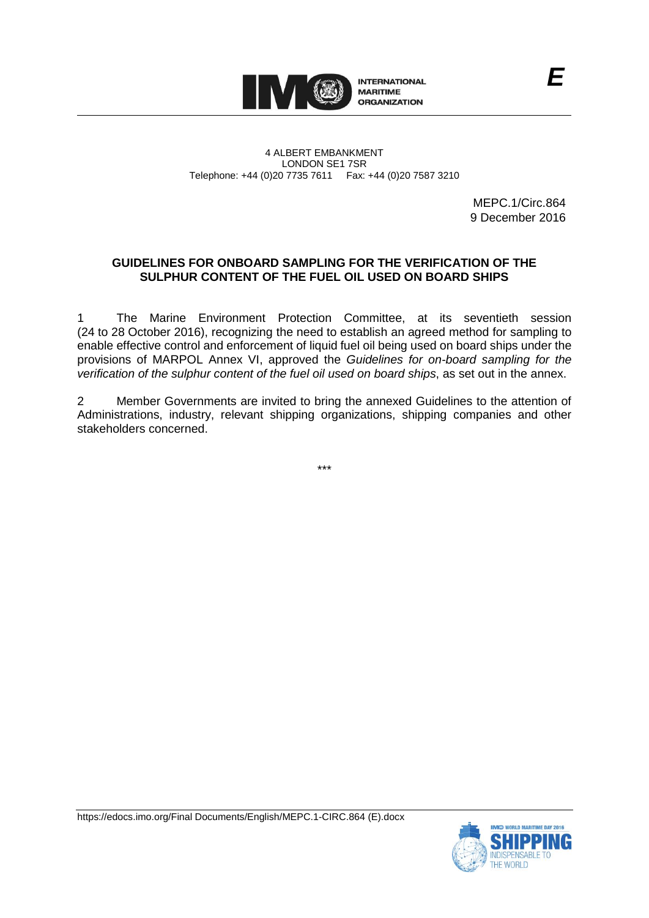**E**

4 ALBERT EMBANKMENT
LONDON SE1 7SR
Telephone: +44 (0)20 7735 7611 Fax: +44 (0)20 7587 3210

MEPC.1/Circ.864
9 December 2016

**GUIDELINES FOR ONBOARD SAMPLING FOR THE VERIFICATION OF THE SULPHUR CONTENT OF THE FUEL OIL USED ON BOARD SHIPS**

1 The Marine Environment Protection Committee, at its seventieth session (24 to 28 October 2016), recognizing the need to establish an agreed method for sampling to enable effective control and enforcement of liquid fuel oil being used on board ships under the provisions of MARPOL Annex VI, approved the *Guidelines for on-board sampling for the verification of the sulphur content of the fuel oil used on board ships*, as set out in the annex.

2 Member Governments are invited to bring the annexed Guidelines to the attention of Administrations, industry, relevant shipping organizations, shipping companies and other stakeholders concerned.

\*\*\*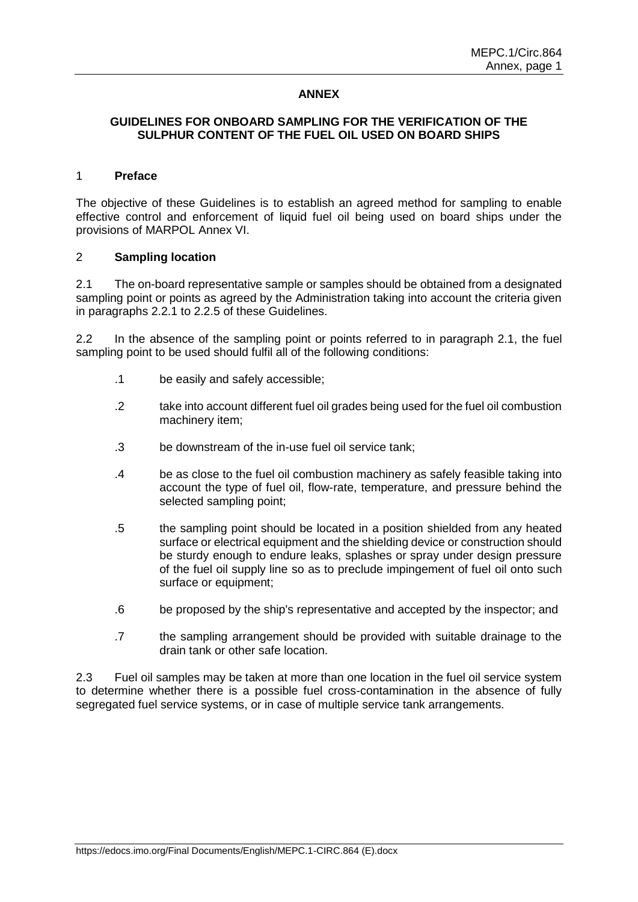# ANNEX

## GUIDELINES FOR ONBOARD SAMPLING FOR THE VERIFICATION OF THE SULPHUR CONTENT OF THE FUEL OIL USED ON BOARD SHIPS

### 1 Preface

The objective of these Guidelines is to establish an agreed method for sampling to enable effective control and enforcement of liquid fuel oil being used on board ships under the provisions of MARPOL Annex VI.

### 2 Sampling location

2.1 The on-board representative sample or samples should be obtained from a designated sampling point or points as agreed by the Administration taking into account the criteria given in paragraphs 2.2.1 to 2.2.5 of these Guidelines.

2.2 In the absence of the sampling point or points referred to in paragraph 2.1, the fuel sampling point to be used should fulfil all of the following conditions:

- .1 be easily and safely accessible;
- .2 take into account different fuel oil grades being used for the fuel oil combustion machinery item;
- .3 be downstream of the in-use fuel oil service tank;
- .4 be as close to the fuel oil combustion machinery as safely feasible taking into account the type of fuel oil, flow-rate, temperature, and pressure behind the selected sampling point;
- .5 the sampling point should be located in a position shielded from any heated surface or electrical equipment and the shielding device or construction should be sturdy enough to endure leaks, splashes or spray under design pressure of the fuel oil supply line so as to preclude impingement of fuel oil onto such surface or equipment;
- .6 be proposed by the ship's representative and accepted by the inspector; and
- .7 the sampling arrangement should be provided with suitable drainage to the drain tank or other safe location.

2.3 Fuel oil samples may be taken at more than one location in the fuel oil service system to determine whether there is a possible fuel cross-contamination in the absence of fully segregated fuel service systems, or in case of multiple service tank arrangements.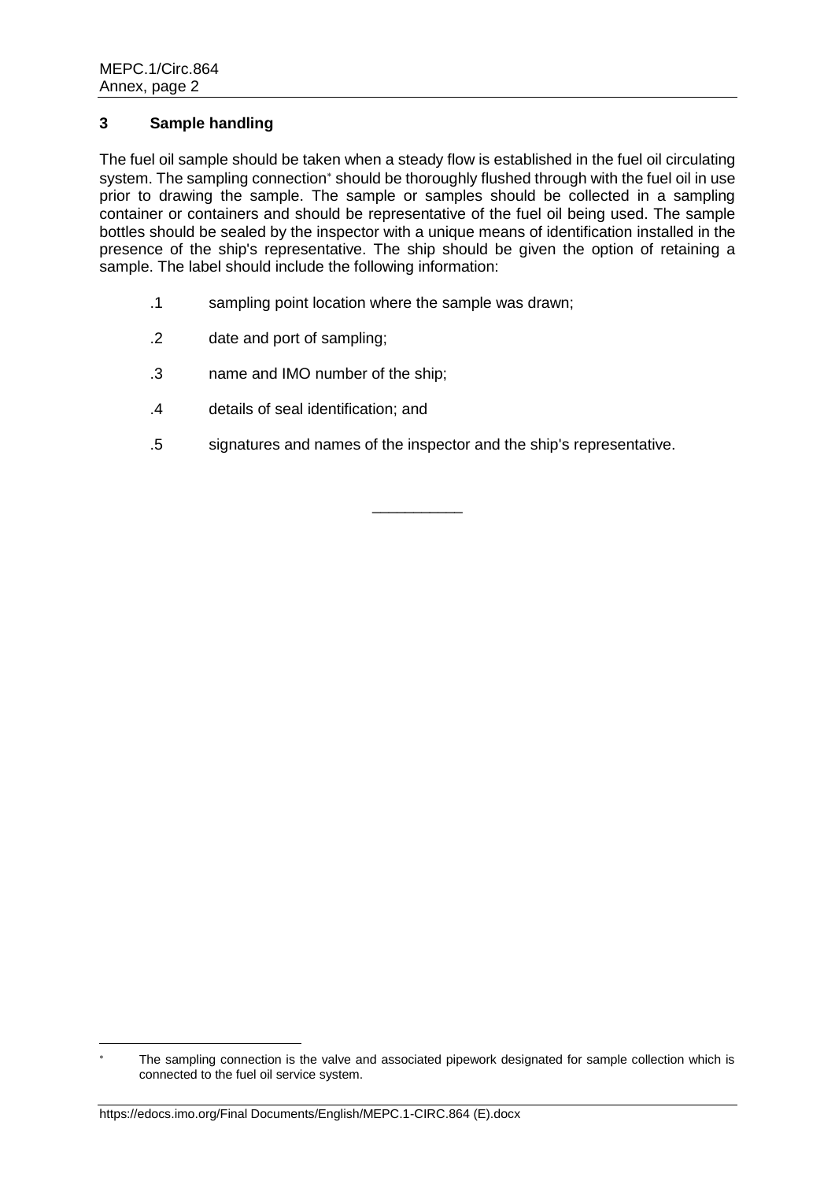### 3 Sample handling

The fuel oil sample should be taken when a steady flow is established in the fuel oil circulating system. The sampling connection* should be thoroughly flushed through with the fuel oil in use prior to drawing the sample. The sample or samples should be collected in a sampling container or containers and should be representative of the fuel oil being used. The sample bottles should be sealed by the inspector with a unique means of identification installed in the presence of the ship's representative. The ship should be given the option of retaining a sample. The label should include the following information:

.1 sampling point location where the sample was drawn;

.2 date and port of sampling;

.3 name and IMO number of the ship;

.4 details of seal identification; and

.5 signatures and names of the inspector and the ship's representative.

___________

* The sampling connection is the valve and associated pipework designated for sample collection which is connected to the fuel oil service system.